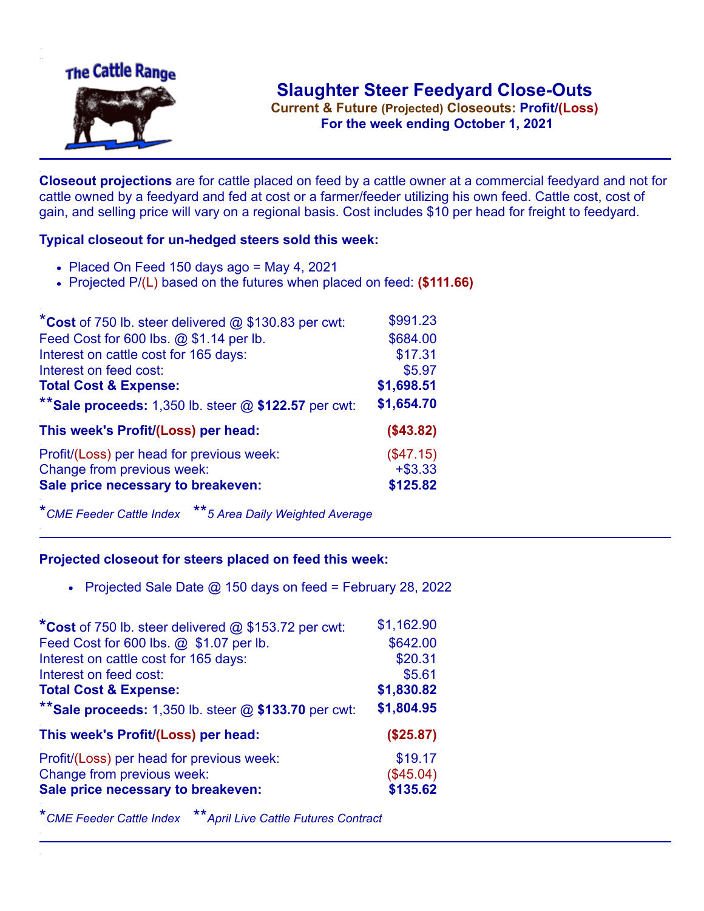The Cattle Range

# Slaughter Steer Feedyard Close-Outs

**Current & Future (Projected) Closeouts: Profit/(Loss)**

**For the week ending October 1, 2021**

**Closeout projections** are for cattle placed on feed by a cattle owner at a commercial feedyard and not for cattle owned by a feedyard and fed at cost or a farmer/feeder utilizing his own feed. Cattle cost, cost of gain, and selling price will vary on a regional basis. Cost includes $10 per head for freight to feedyard.

### Typical closeout for un-hedged steers sold this week:

- Placed On Feed 150 days ago = May 4, 2021
- Projected P/(L) based on the futures when placed on feed: **($111.66)**

| | |
|---|---|
| ***Cost** of 750 lb. steer delivered @ $130.83 per cwt: | $991.23 |
| Feed Cost for 600 lbs. @ $1.14 per lb. | $684.00 |
| Interest on cattle cost for 165 days: | $17.31 |
| Interest on feed cost: | $5.97 |
| **Total Cost & Expense:** | **$1,698.51** |
| ****Sale proceeds:** 1,350 lb. steer @ **$122.57** per cwt: | **$1,654.70** |
| **This week's Profit/(Loss) per head:** | **($43.82)** |
| Profit/(Loss) per head for previous week: | ($47.15) |
| Change from previous week: | +$3.33 |
| **Sale price necessary to breakeven:** | **$125.82** |

**CME Feeder Cattle Index* ***5 Area Daily Weighted Average*

### Projected closeout for steers placed on feed this week:

- Projected Sale Date @ 150 days on feed = February 28, 2022

| | |
|---|---|
| ***Cost** of 750 lb. steer delivered @ $153.72 per cwt: | $1,162.90 |
| Feed Cost for 600 lbs. @ $1.07 per lb. | $642.00 |
| Interest on cattle cost for 165 days: | $20.31 |
| Interest on feed cost: | $5.61 |
| **Total Cost & Expense:** | **$1,830.82** |
| ****Sale proceeds:** 1,350 lb. steer @ **$133.70** per cwt: | **$1,804.95** |
| **This week's Profit/(Loss) per head:** | **($25.87)** |
| Profit/(Loss) per head for previous week: | $19.17 |
| Change from previous week: | ($45.04) |
| **Sale price necessary to breakeven:** | **$135.62** |

**CME Feeder Cattle Index* ***April Live Cattle Futures Contract*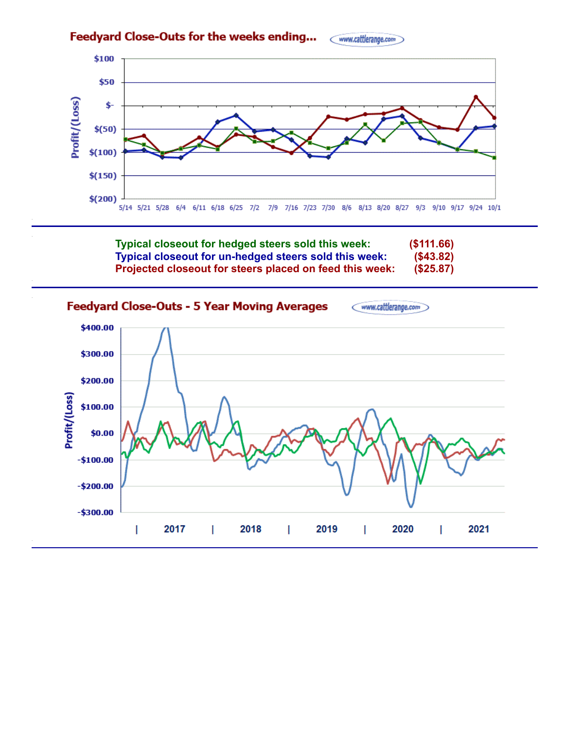## Feedyard Close-Outs for the weeks ending...

www.cattlerange.com

$100
$50
$-
$(50)
$(100)
$(150)
$(200)

Profit/(Loss)

5/14 5/21 5/28 6/4 6/11 6/18 6/25 7/2 7/9 7/16 7/23 7/30 8/6 8/13 8/20 8/27 9/3 9/10 9/17 9/24 10/1

**Typical closeout for hedged steers sold this week: ($111.66)**

**Typical closeout for un-hedged steers sold this week: ($43.82)**

**Projected closeout for steers placed on feed this week: ($25.87)**

## Feedyard Close-Outs - 5 Year Moving Averages

www.cattlerange.com

$400.00
$300.00
$200.00
$100.00
$0.00
-$100.00
-$200.00
-$300.00

Profit/(Loss)

| 2017 | 2018 | 2019 | 2020 | 2021